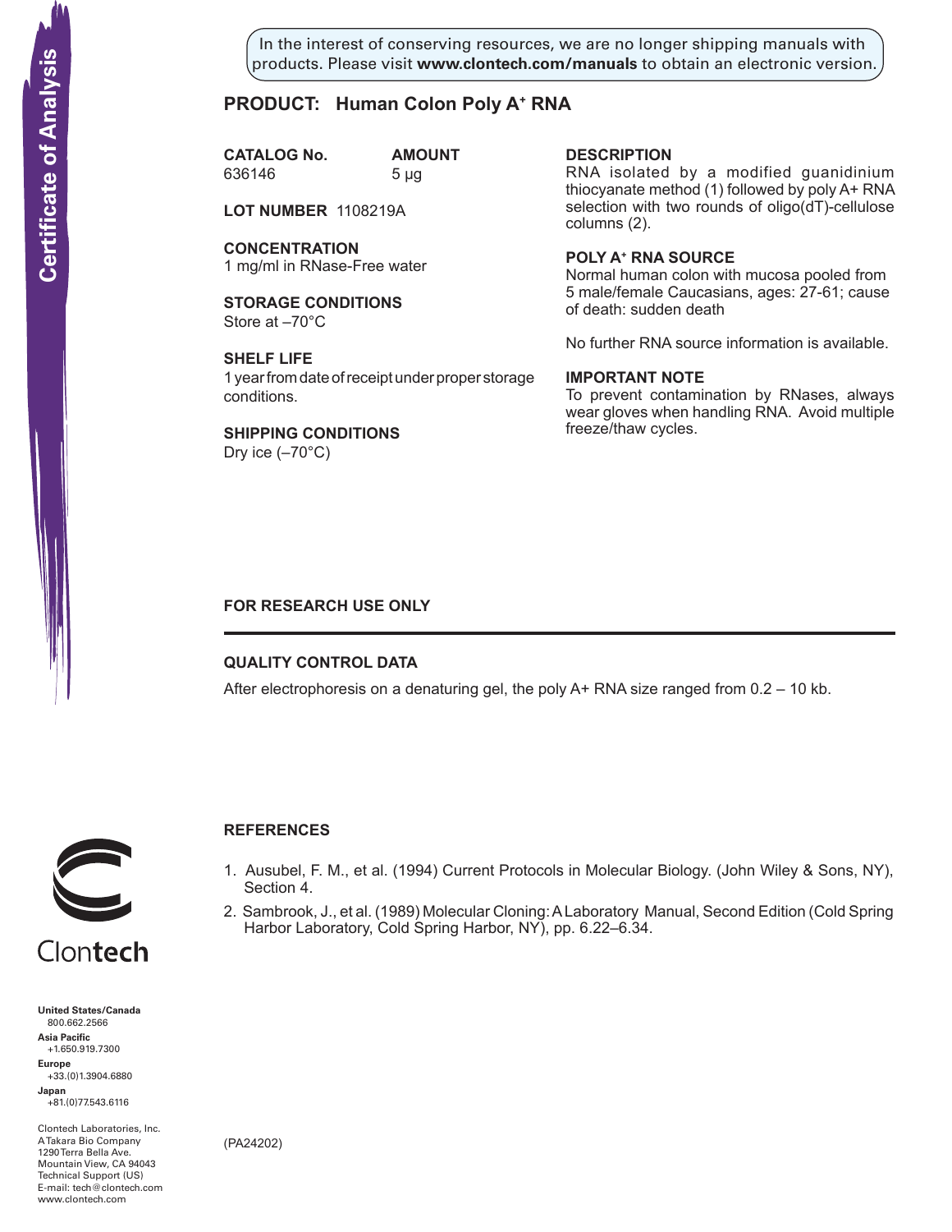Certificate of Analysis

In the interest of conserving resources, we are no longer shipping manuals with products. Please visit **www.clontech.com/manuals** to obtain an electronic version.

# PRODUCT: Human Colon Poly A$^+$ RNA

**CATALOG No.**
636146

**AMOUNT**
5 µg

**LOT NUMBER** 1108219A

**CONCENTRATION**
1 mg/ml in RNase-Free water

**STORAGE CONDITIONS**
Store at –70°C

**SHELF LIFE**
1 year from date of receipt under proper storage conditions.

**SHIPPING CONDITIONS**
Dry ice (–70°C)

**DESCRIPTION**
RNA isolated by a modified guanidinium thiocyanate method (1) followed by poly A+ RNA selection with two rounds of oligo(dT)-cellulose columns (2).

**POLY A$^+$ RNA SOURCE**
Normal human colon with mucosa pooled from 5 male/female Caucasians, ages: 27-61; cause of death: sudden death

No further RNA source information is available.

**IMPORTANT NOTE**
To prevent contamination by RNases, always wear gloves when handling RNA. Avoid multiple freeze/thaw cycles.

**FOR RESEARCH USE ONLY**

---

## QUALITY CONTROL DATA

After electrophoresis on a denaturing gel, the poly A+ RNA size ranged from 0.2 – 10 kb.

## REFERENCES

1. Ausubel, F. M., et al. (1994) Current Protocols in Molecular Biology. (John Wiley & Sons, NY), Section 4.
2. Sambrook, J., et al. (1989) Molecular Cloning: A Laboratory Manual, Second Edition (Cold Spring Harbor Laboratory, Cold Spring Harbor, NY), pp. 6.22–6.34.

Clontech

**United States/Canada**
800.662.2566
**Asia Pacific**
+1.650.919.7300
**Europe**
+33.(0)1.3904.6880
**Japan**
+81.(0)77.543.6116

Clontech Laboratories, Inc.
A Takara Bio Company
1290 Terra Bella Ave.
Mountain View, CA 94043
Technical Support (US)
E-mail: tech@clontech.com
www.clontech.com

(PA24202)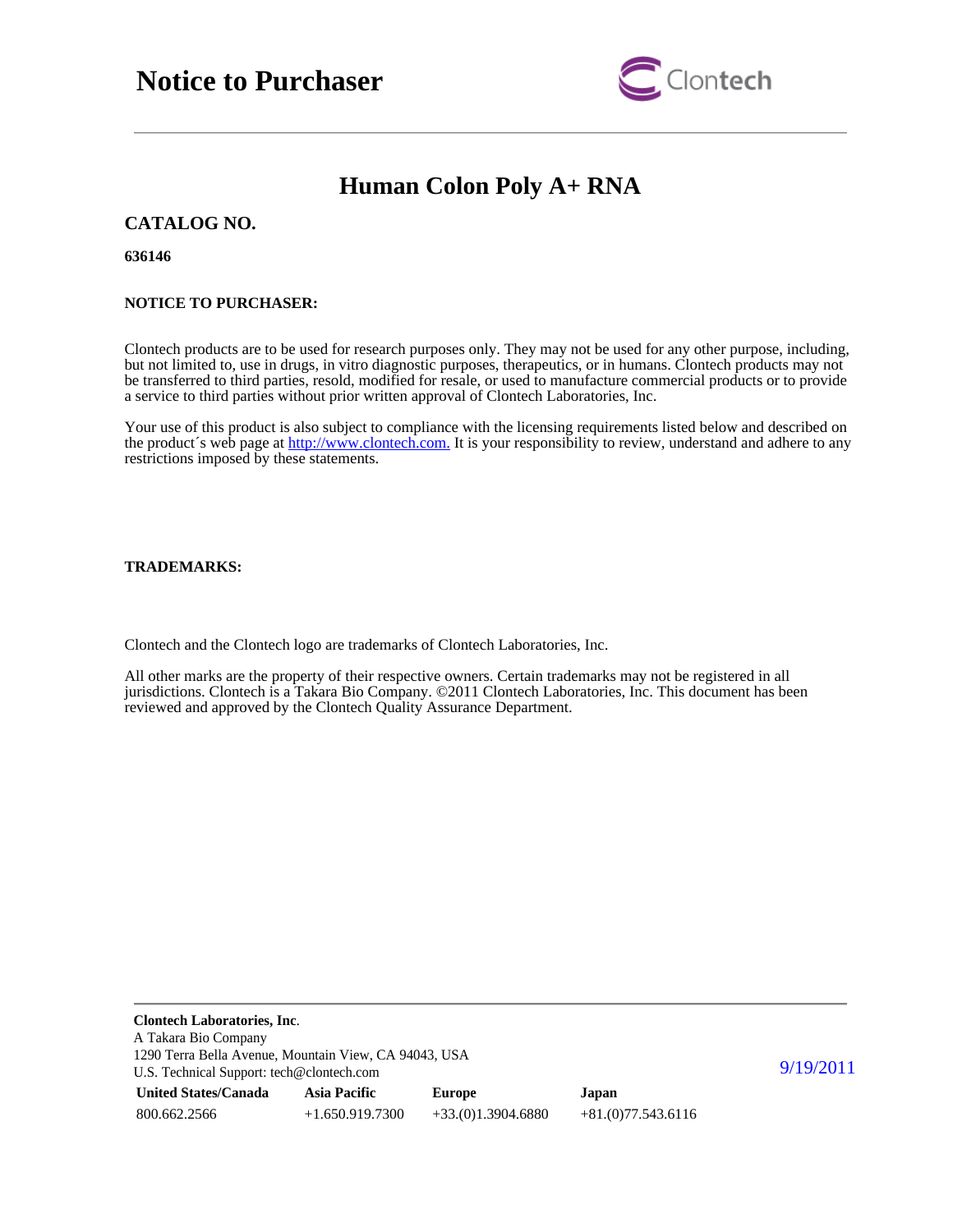# Notice to Purchaser

## Human Colon Poly A+ RNA

### CATALOG NO.

**636146**

**NOTICE TO PURCHASER:**

Clontech products are to be used for research purposes only. They may not be used for any other purpose, including, but not limited to, use in drugs, in vitro diagnostic purposes, therapeutics, or in humans. Clontech products may not be transferred to third parties, resold, modified for resale, or used to manufacture commercial products or to provide a service to third parties without prior written approval of Clontech Laboratories, Inc.

Your use of this product is also subject to compliance with the licensing requirements listed below and described on the product´s web page at http://www.clontech.com. It is your responsibility to review, understand and adhere to any restrictions imposed by these statements.

**TRADEMARKS:**

Clontech and the Clontech logo are trademarks of Clontech Laboratories, Inc.

All other marks are the property of their respective owners. Certain trademarks may not be registered in all jurisdictions. Clontech is a Takara Bio Company. ©2011 Clontech Laboratories, Inc. This document has been reviewed and approved by the Clontech Quality Assurance Department.

**Clontech Laboratories, Inc.**
A Takara Bio Company
1290 Terra Bella Avenue, Mountain View, CA 94043, USA
U.S. Technical Support: tech@clontech.com

9/19/2011

| United States/Canada | Asia Pacific | Europe | Japan |
|---|---|---|---|
| 800.662.2566 | +1.650.919.7300 | +33.(0)1.3904.6880 | +81.(0)77.543.6116 |